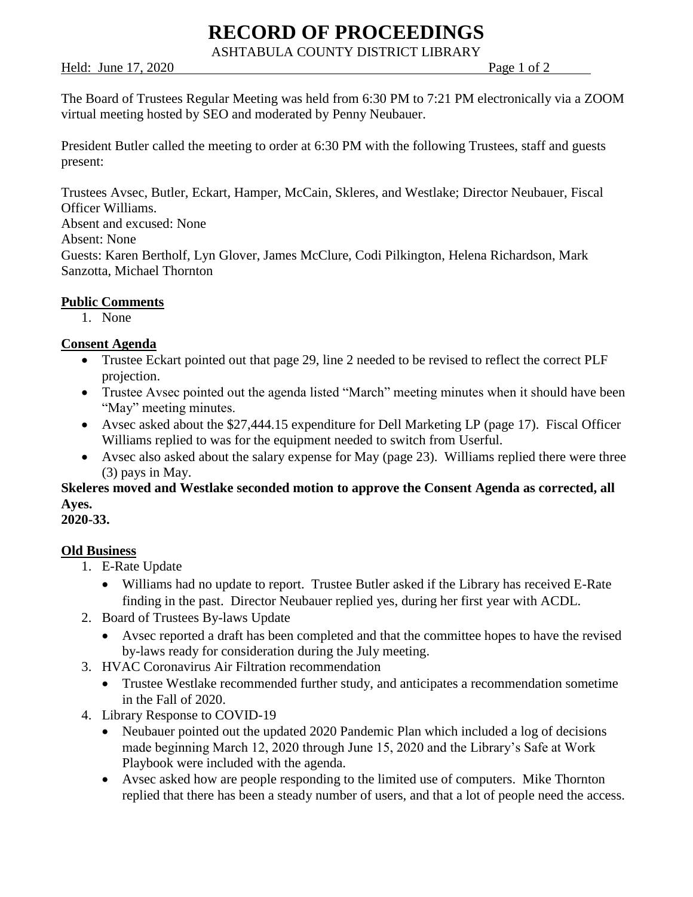# RECORD OF PROCEEDINGS

ASHTABULA COUNTY DISTRICT LIBRARY

Held: June 17, 2020

The Board of Trustees Regular Meeting was held from 6:30 PM to 7:21 PM electronically via a ZOOM virtual meeting hosted by SEO and moderated by Penny Neubauer.

President Butler called the meeting to order at 6:30 PM with the following Trustees, staff and guests present:

Trustees Avsec, Butler, Eckart, Hamper, McCain, Skleres, and Westlake; Director Neubauer, Fiscal Officer Williams.
Absent and excused: None
Absent: None
Guests: Karen Bertholf, Lyn Glover, James McClure, Codi Pilkington, Helena Richardson, Mark Sanzotta, Michael Thornton

## Public Comments

1. None

## Consent Agenda

- Trustee Eckart pointed out that page 29, line 2 needed to be revised to reflect the correct PLF projection.
- Trustee Avsec pointed out the agenda listed "March" meeting minutes when it should have been "May" meeting minutes.
- Avsec asked about the $27,444.15 expenditure for Dell Marketing LP (page 17). Fiscal Officer Williams replied to was for the equipment needed to switch from Userful.
- Avsec also asked about the salary expense for May (page 23). Williams replied there were three (3) pays in May.

**Skeleres moved and Westlake seconded motion to approve the Consent Agenda as corrected, all Ayes.**
**2020-33.**

## Old Business

1. E-Rate Update
   - Williams had no update to report. Trustee Butler asked if the Library has received E-Rate finding in the past. Director Neubauer replied yes, during her first year with ACDL.
2. Board of Trustees By-laws Update
   - Avsec reported a draft has been completed and that the committee hopes to have the revised by-laws ready for consideration during the July meeting.
3. HVAC Coronavirus Air Filtration recommendation
   - Trustee Westlake recommended further study, and anticipates a recommendation sometime in the Fall of 2020.
4. Library Response to COVID-19
   - Neubauer pointed out the updated 2020 Pandemic Plan which included a log of decisions made beginning March 12, 2020 through June 15, 2020 and the Library's Safe at Work Playbook were included with the agenda.
   - Avsec asked how are people responding to the limited use of computers. Mike Thornton replied that there has been a steady number of users, and that a lot of people need the access.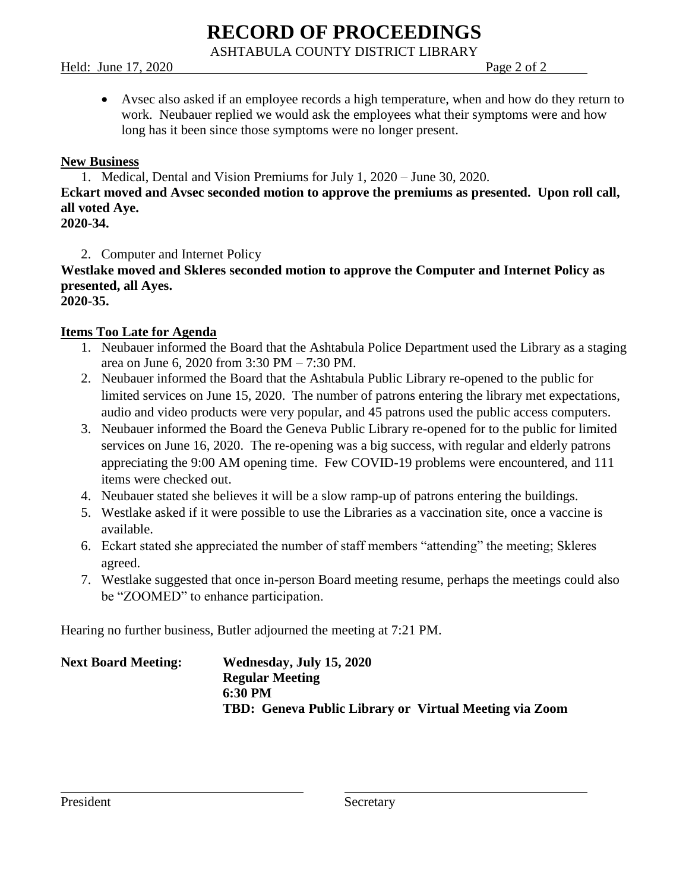- Avsec also asked if an employee records a high temperature, when and how do they return to work. Neubauer replied we would ask the employees what their symptoms were and how long has it been since those symptoms were no longer present.

**New Business**

1. Medical, Dental and Vision Premiums for July 1, 2020 – June 30, 2020.

**Eckart moved and Avsec seconded motion to approve the premiums as presented. Upon roll call, all voted Aye.**
**2020-34.**

2. Computer and Internet Policy

**Westlake moved and Skleres seconded motion to approve the Computer and Internet Policy as presented, all Ayes.**
**2020-35.**

**Items Too Late for Agenda**

1. Neubauer informed the Board that the Ashtabula Police Department used the Library as a staging area on June 6, 2020 from 3:30 PM – 7:30 PM.
2. Neubauer informed the Board that the Ashtabula Public Library re-opened to the public for limited services on June 15, 2020. The number of patrons entering the library met expectations, audio and video products were very popular, and 45 patrons used the public access computers.
3. Neubauer informed the Board the Geneva Public Library re-opened for to the public for limited services on June 16, 2020. The re-opening was a big success, with regular and elderly patrons appreciating the 9:00 AM opening time. Few COVID-19 problems were encountered, and 111 items were checked out.
4. Neubauer stated she believes it will be a slow ramp-up of patrons entering the buildings.
5. Westlake asked if it were possible to use the Libraries as a vaccination site, once a vaccine is available.
6. Eckart stated she appreciated the number of staff members "attending" the meeting; Skleres agreed.
7. Westlake suggested that once in-person Board meeting resume, perhaps the meetings could also be "ZOOMED" to enhance participation.

Hearing no further business, Butler adjourned the meeting at 7:21 PM.

**Next Board Meeting:** **Wednesday, July 15, 2020**
**Regular Meeting**
**6:30 PM**
**TBD: Geneva Public Library or Virtual Meeting via Zoom**

President

Secretary